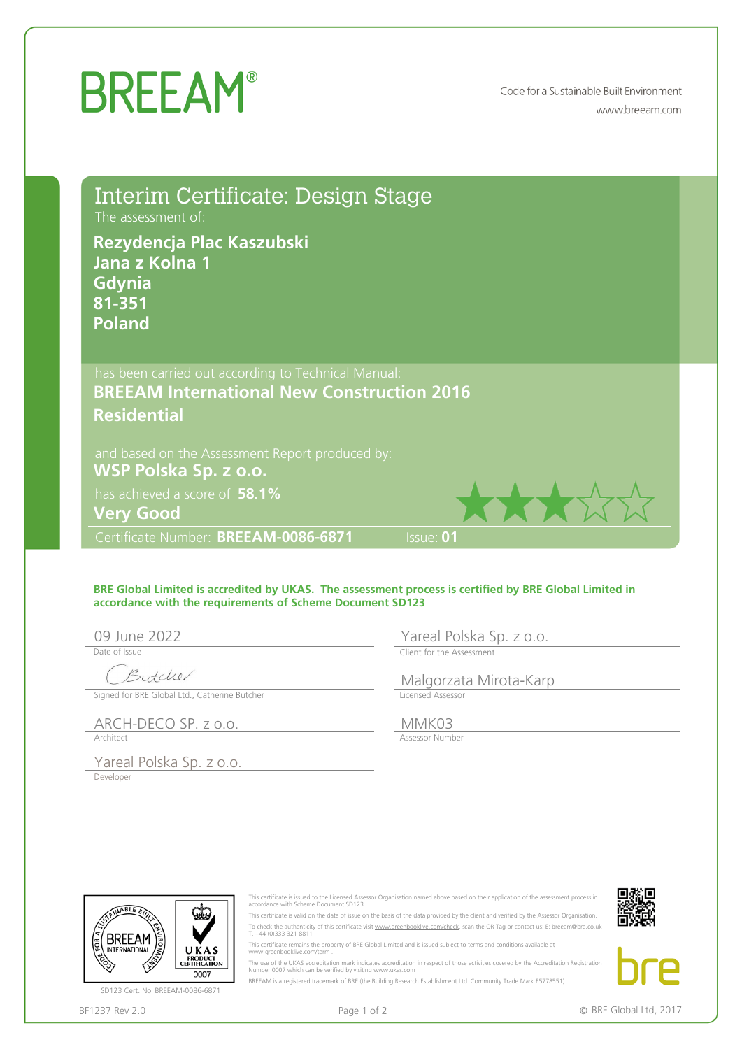# BREEAM®

Code for a Sustainable Built Environment
www.breeam.com

## Interim Certificate: Design Stage

The assessment of:

**Rezydencja Plac Kaszubski**
**Jana z Kolna 1**
**Gdynia**
**81-351**
**Poland**

has been carried out according to Technical Manual:
**BREEAM International New Construction 2016**
**Residential**

and based on the Assessment Report produced by:
**WSP Polska Sp. z o.o.**

has achieved a score of **58.1%**
**Very Good** ★★★☆☆

Certificate Number: **BREEAM-0086-6871** Issue: **01**

**BRE Global Limited is accredited by UKAS. The assessment process is certified by BRE Global Limited in accordance with the requirements of Scheme Document SD123**

| | |
|---|---|
| 09 June 2022 | Yareal Polska Sp. z o.o. |
| Date of Issue | Client for the Assessment |
| Butcher | Malgorzata Mirota-Karp |
| Signed for BRE Global Ltd., Catherine Butcher | Licensed Assessor |
| ARCH-DECO SP. z o.o. | MMK03 |
| Architect | Assessor Number |
| Yareal Polska Sp. z o.o. | |
| Developer | |

SD123 Cert. No. BREEAM-0086-6871

This certificate is issued to the Licensed Assessor Organisation named above based on their application of the assessment process in accordance with Scheme Document SD123.

This certificate is valid on the date of issue on the basis of the data provided by the client and verified by the Assessor Organisation.

To check the authenticity of this certificate visit www.greenbooklive.com/check, scan the QR Tag or contact us: E: breeam@bre.co.uk T. +44 (0)333 321 8811

This certificate remains the property of BRE Global Limited and is issued subject to terms and conditions available at www.greenbooklive.com/terms

The use of the UKAS accreditation mark indicates accreditation in respect of those activities covered by the Accreditation Registration Number 0007 which can be verified by visiting www.ukas.com

BREEAM is a registered trademark of BRE (the Building Research Establishment Ltd. Community Trade Mark E5778551)

BF1237 Rev 2.0 © BRE Global Ltd, 2017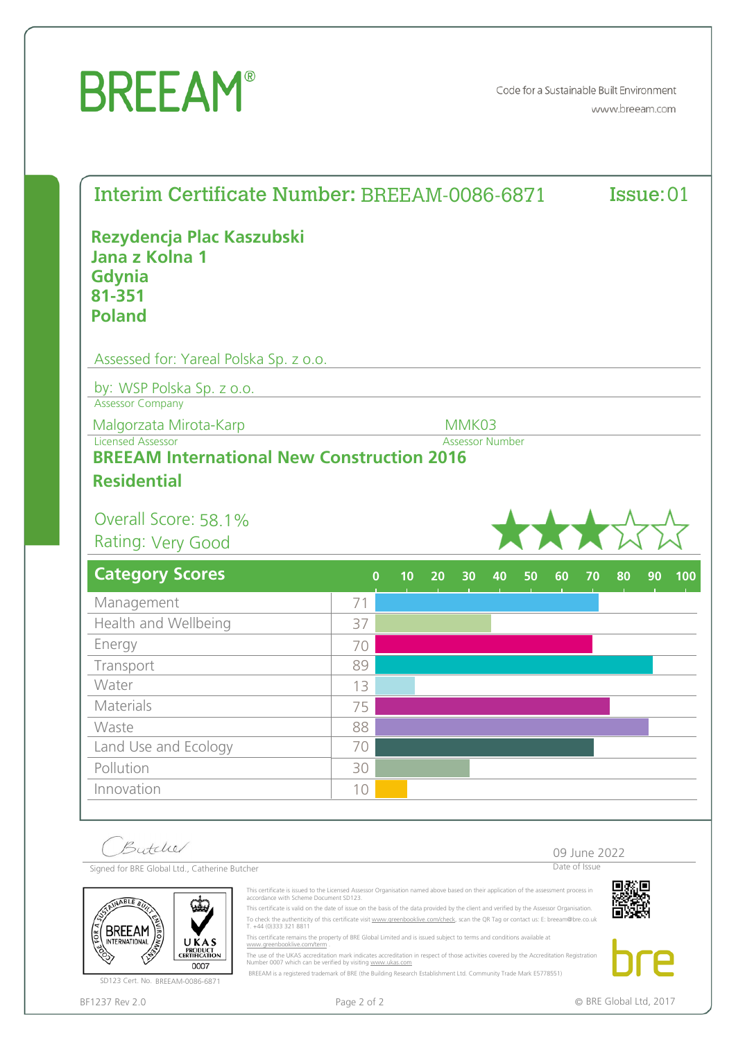BREEAM®

Code for a Sustainable Built Environment
www.breeam.com

## Interim Certificate Number: BREEAM-0086-6871 Issue: 01

**Rezydencja Plac Kaszubski**
**Jana z Kolna 1**
**Gdynia**
**81-351**
**Poland**

Assessed for: Yareal Polska Sp. z o.o.

by: WSP Polska Sp. z o.o.
Assessor Company

Malgorzata Mirota-Karp — Licensed Assessor
MMK03 — Assessor Number

**BREEAM International New Construction 2016**

**Residential**

Overall Score: 58.1%
Rating: Very Good

### Category Scores

| Category | Score |
|---|---|
| Management | 71 |
| Health and Wellbeing | 37 |
| Energy | 70 |
| Transport | 89 |
| Water | 13 |
| Materials | 75 |
| Waste | 88 |
| Land Use and Ecology | 70 |
| Pollution | 30 |
| Innovation | 10 |

Signed for BRE Global Ltd., Catherine Butcher

09 June 2022
Date of Issue

This certificate is issued to the Licensed Assessor Organisation named above based on their application of the assessment process in accordance with Scheme Document SD123.

This certificate is valid on the date of issue on the basis of the data provided by the client and verified by the Assessor Organisation.

To check the authenticity of this certificate visit www.greenbooklive.com/check, scan the QR Tag or contact us: E: breeam@bre.co.uk T. +44 (0)333 321 8811

This certificate remains the property of BRE Global Limited and is issued subject to terms and conditions available at www.greenbooklive.com/term

The use of the UKAS accreditation mark indicates accreditation in respect of those activities covered by the Accreditation Registration Number 0007 which can be verified by visiting www.ukas.com

BREEAM is a registered trademark of BRE (the Building Research Establishment Ltd. Community Trade Mark E5778551)

UKAS Product Certification 0007

SD123 Cert. No. BREEAM-0086-6871

BF1237 Rev 2.0

© BRE Global Ltd, 2017